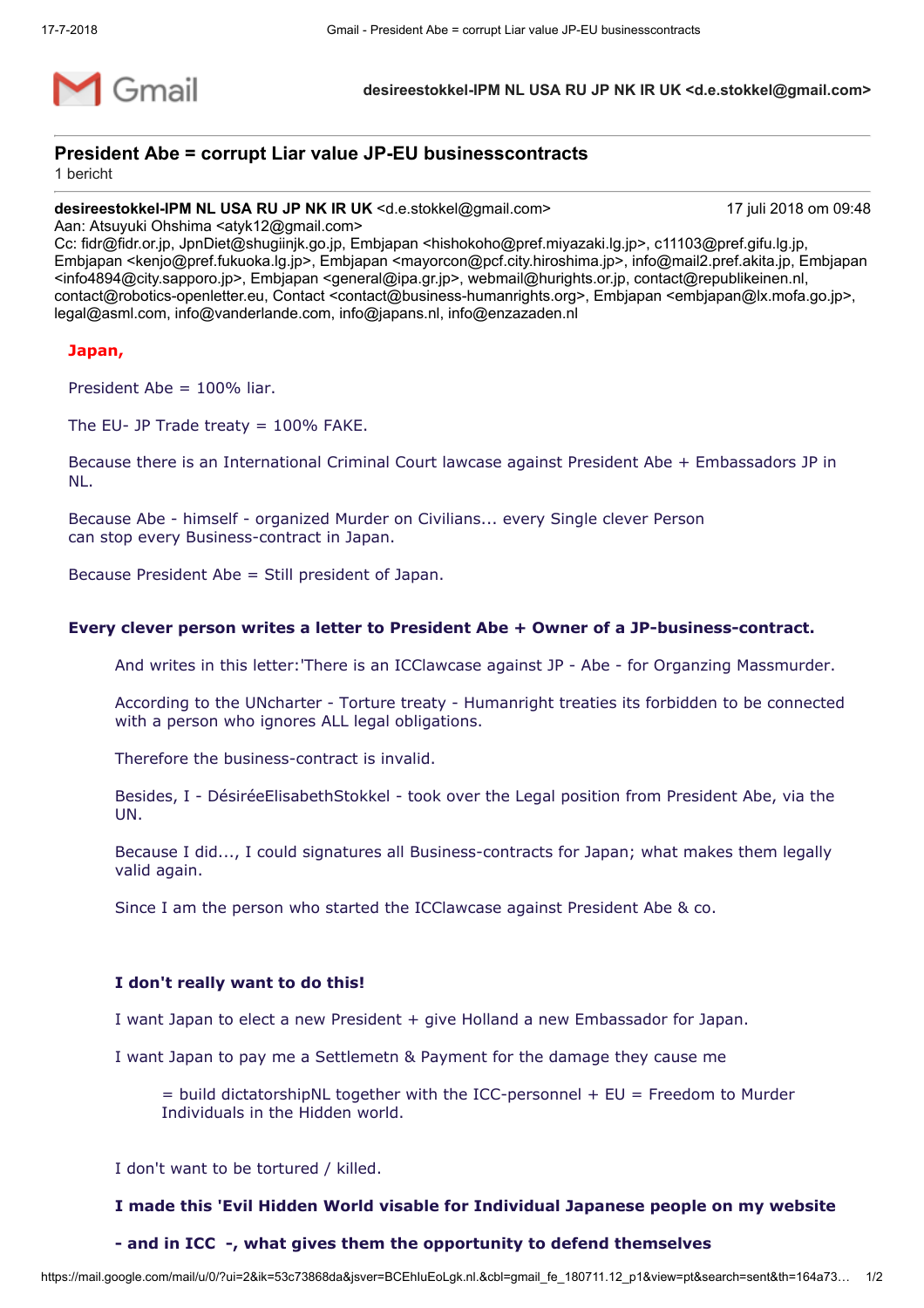desireestokkel-IPM NL USA RU JP NK IR UK <d.e.stokkel@gmail.com>

## President Abe = corrupt Liar value JP-EU businesscontracts

1 bericht

**desireestokkel-IPM NL USA RU JP NK IR UK** <d.e.stokkel@gmail.com> 17 juli 2018 om 09:48
Aan: Atsuyuki Ohshima <atyk12@gmail.com>
Cc: fidr@fidr.or.jp, JpnDiet@shugiinjk.go.jp, Embjapan <hishokoho@pref.miyazaki.lg.jp>, c11103@pref.gifu.lg.jp, Embjapan <kenjo@pref.fukuoka.lg.jp>, Embjapan <mayorcon@pcf.city.hiroshima.jp>, info@mail2.pref.akita.jp, Embjapan <info4894@city.sapporo.jp>, Embjapan <general@ipa.gr.jp>, webmail@hurights.or.jp, contact@republikeinen.nl, contact@robotics-openletter.eu, Contact <contact@business-humanrights.org>, Embjapan <embjapan@lx.mofa.go.jp>, legal@asml.com, info@vanderlande.com, info@japans.nl, info@enzazaden.nl

**Japan,**

President Abe = 100% liar.

The EU- JP Trade treaty = 100% FAKE.

Because there is an International Criminal Court lawcase against President Abe + Embassadors JP in NL.

Because Abe - himself - organized Murder on Civilians... every Single clever Person can stop every Business-contract in Japan.

Because President Abe = Still president of Japan.

**Every clever person writes a letter to President Abe + Owner of a JP-business-contract.**

> And writes in this letter:'There is an ICClawcase against JP - Abe - for Organzing Massmurder.
>
> According to the UNcharter - Torture treaty - Humanright treaties its forbidden to be connected with a person who ignores ALL legal obligations.
>
> Therefore the business-contract is invalid.
>
> Besides, I - DésiréeElisabethStokkel - took over the Legal position from President Abe, via the UN.
>
> Because I did..., I could signatures all Business-contracts for Japan; what makes them legally valid again.
>
> Since I am the person who started the ICClawcase against President Abe & co.
>
> **I don't really want to do this!**
>
> I want Japan to elect a new President + give Holland a new Embassador for Japan.
>
> I want Japan to pay me a Settlemetn & Payment for the damage they cause me
>
> > = build dictatorshipNL together with the ICC-personnel + EU = Freedom to Murder Individuals in the Hidden world.
>
> I don't want to be tortured / killed.
>
> **I made this 'Evil Hidden World visable for Individual Japanese people on my website**
>
> **- and in ICC -, what gives them the opportunity to defend themselves**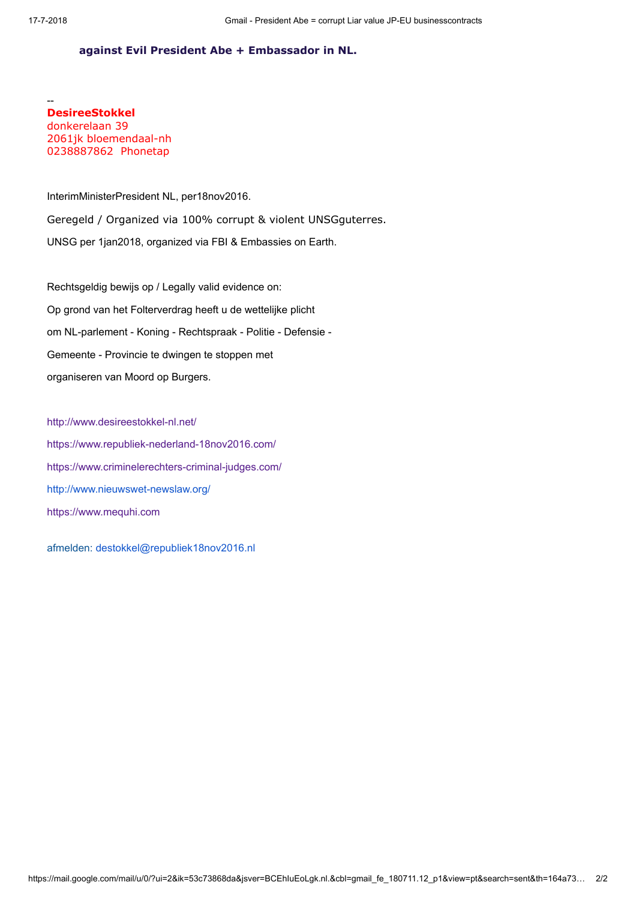**against Evil President Abe + Embassador in NL.**

--
**DesireeStokkel**
donkerelaan 39
2061jk bloemendaal-nh
0238887862 Phonetap

InterimMinisterPresident NL, per18nov2016.

Geregeld / Organized via 100% corrupt & violent UNSGguterres.

UNSG per 1jan2018, organized via FBI & Embassies on Earth.

Rechtsgeldig bewijs op / Legally valid evidence on:

Op grond van het Folterverdrag heeft u de wettelijke plicht

om NL-parlement - Koning - Rechtspraak - Politie - Defensie -

Gemeente - Provincie te dwingen te stoppen met

organiseren van Moord op Burgers.

http://www.desireestokkel-nl.net/

https://www.republiek-nederland-18nov2016.com/

https://www.criminelerechters-criminal-judges.com/

http://www.nieuwswet-newslaw.org/

https://www.mequhi.com

afmelden: destokkel@republiek18nov2016.nl